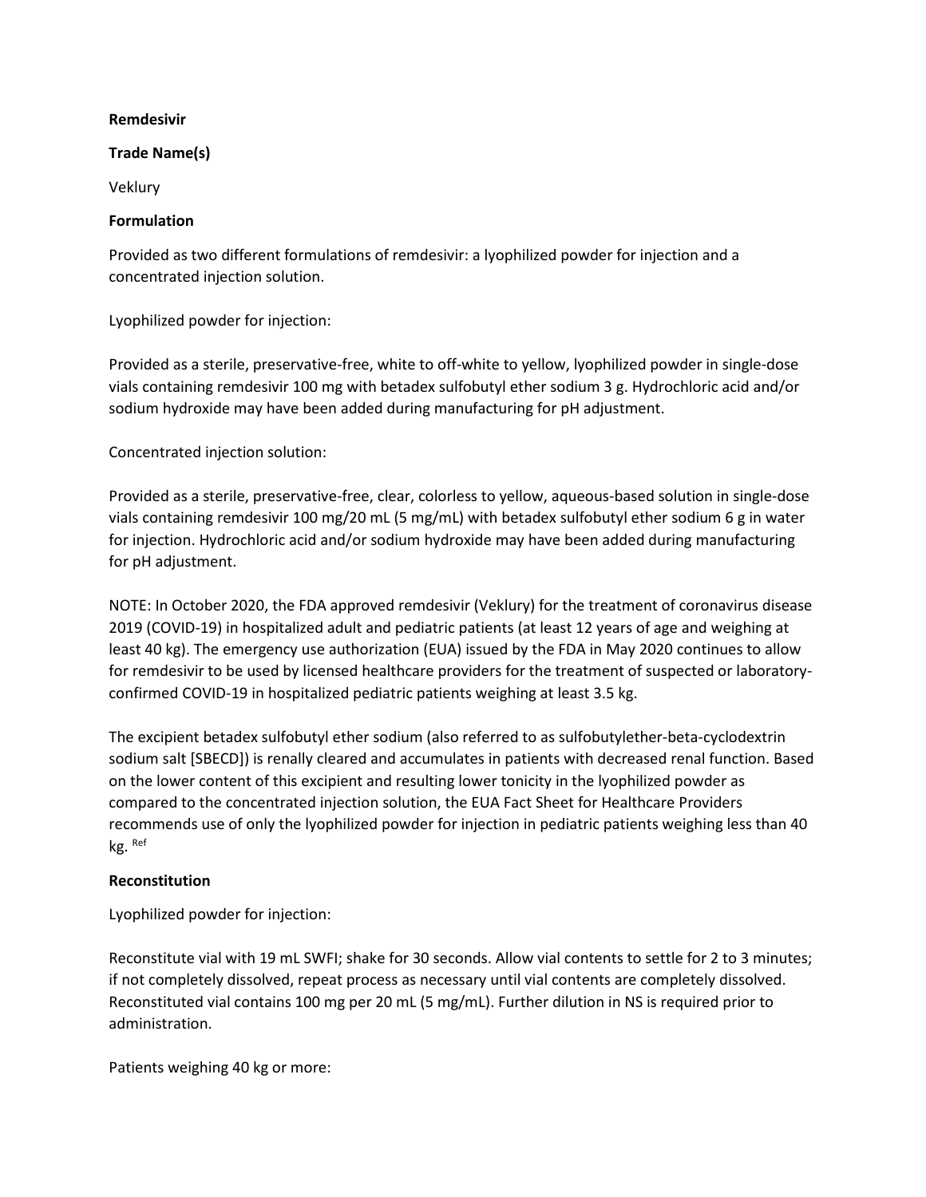**Remdesivir**

**Trade Name(s)**

Veklury

**Formulation**

Provided as two different formulations of remdesivir: a lyophilized powder for injection and a concentrated injection solution.

Lyophilized powder for injection:

Provided as a sterile, preservative-free, white to off-white to yellow, lyophilized powder in single-dose vials containing remdesivir 100 mg with betadex sulfobutyl ether sodium 3 g. Hydrochloric acid and/or sodium hydroxide may have been added during manufacturing for pH adjustment.

Concentrated injection solution:

Provided as a sterile, preservative-free, clear, colorless to yellow, aqueous-based solution in single-dose vials containing remdesivir 100 mg/20 mL (5 mg/mL) with betadex sulfobutyl ether sodium 6 g in water for injection. Hydrochloric acid and/or sodium hydroxide may have been added during manufacturing for pH adjustment.

NOTE: In October 2020, the FDA approved remdesivir (Veklury) for the treatment of coronavirus disease 2019 (COVID-19) in hospitalized adult and pediatric patients (at least 12 years of age and weighing at least 40 kg). The emergency use authorization (EUA) issued by the FDA in May 2020 continues to allow for remdesivir to be used by licensed healthcare providers for the treatment of suspected or laboratory-confirmed COVID-19 in hospitalized pediatric patients weighing at least 3.5 kg.

The excipient betadex sulfobutyl ether sodium (also referred to as sulfobutylether-beta-cyclodextrin sodium salt [SBECD]) is renally cleared and accumulates in patients with decreased renal function. Based on the lower content of this excipient and resulting lower tonicity in the lyophilized powder as compared to the concentrated injection solution, the EUA Fact Sheet for Healthcare Providers recommends use of only the lyophilized powder for injection in pediatric patients weighing less than 40 kg. [Ref]

**Reconstitution**

Lyophilized powder for injection:

Reconstitute vial with 19 mL SWFI; shake for 30 seconds. Allow vial contents to settle for 2 to 3 minutes; if not completely dissolved, repeat process as necessary until vial contents are completely dissolved. Reconstituted vial contains 100 mg per 20 mL (5 mg/mL). Further dilution in NS is required prior to administration.

Patients weighing 40 kg or more: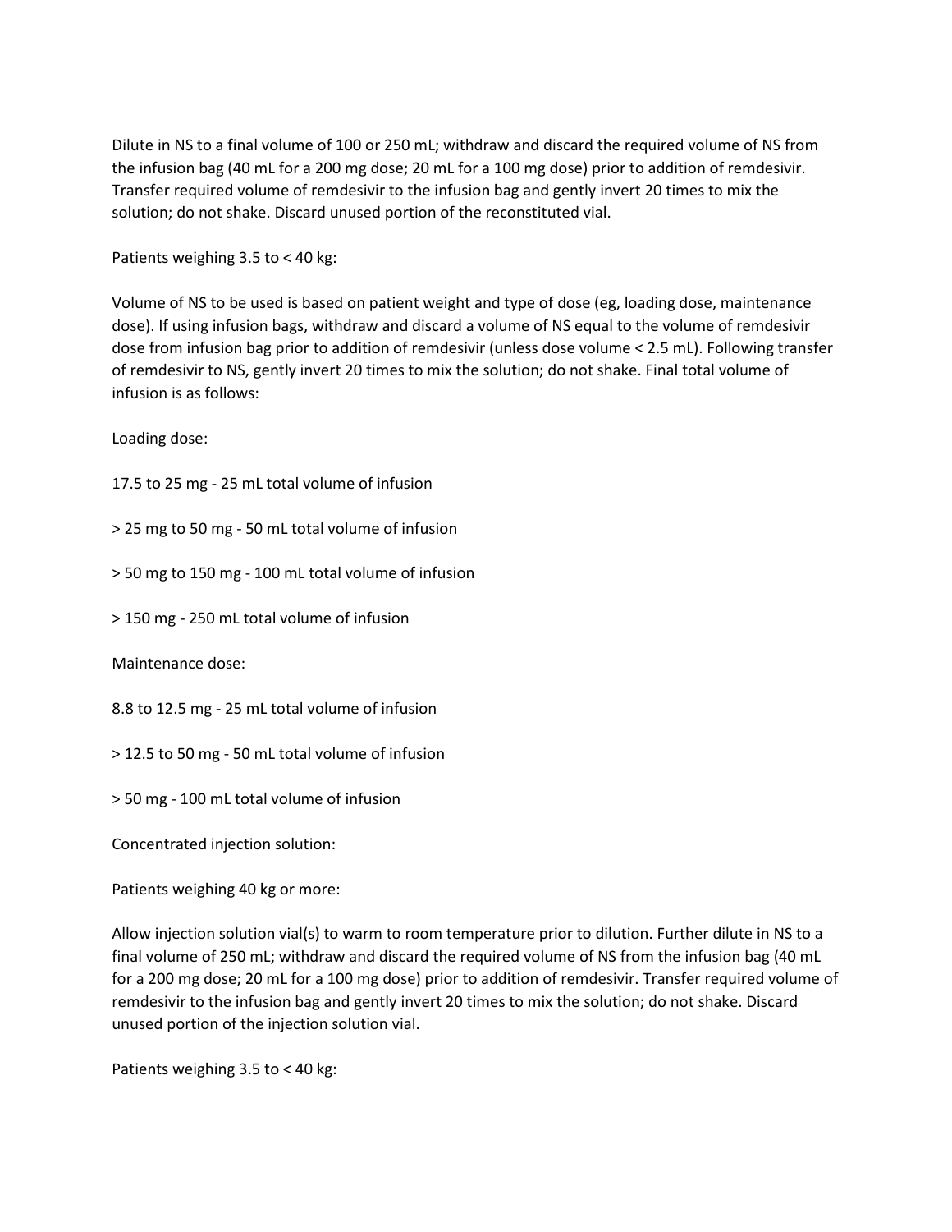Dilute in NS to a final volume of 100 or 250 mL; withdraw and discard the required volume of NS from the infusion bag (40 mL for a 200 mg dose; 20 mL for a 100 mg dose) prior to addition of remdesivir. Transfer required volume of remdesivir to the infusion bag and gently invert 20 times to mix the solution; do not shake. Discard unused portion of the reconstituted vial.

Patients weighing 3.5 to < 40 kg:

Volume of NS to be used is based on patient weight and type of dose (eg, loading dose, maintenance dose). If using infusion bags, withdraw and discard a volume of NS equal to the volume of remdesivir dose from infusion bag prior to addition of remdesivir (unless dose volume < 2.5 mL). Following transfer of remdesivir to NS, gently invert 20 times to mix the solution; do not shake. Final total volume of infusion is as follows:

Loading dose:

17.5 to 25 mg - 25 mL total volume of infusion

> 25 mg to 50 mg - 50 mL total volume of infusion

> 50 mg to 150 mg - 100 mL total volume of infusion

> 150 mg - 250 mL total volume of infusion

Maintenance dose:

8.8 to 12.5 mg - 25 mL total volume of infusion

> 12.5 to 50 mg - 50 mL total volume of infusion

> 50 mg - 100 mL total volume of infusion

Concentrated injection solution:

Patients weighing 40 kg or more:

Allow injection solution vial(s) to warm to room temperature prior to dilution. Further dilute in NS to a final volume of 250 mL; withdraw and discard the required volume of NS from the infusion bag (40 mL for a 200 mg dose; 20 mL for a 100 mg dose) prior to addition of remdesivir. Transfer required volume of remdesivir to the infusion bag and gently invert 20 times to mix the solution; do not shake. Discard unused portion of the injection solution vial.

Patients weighing 3.5 to < 40 kg: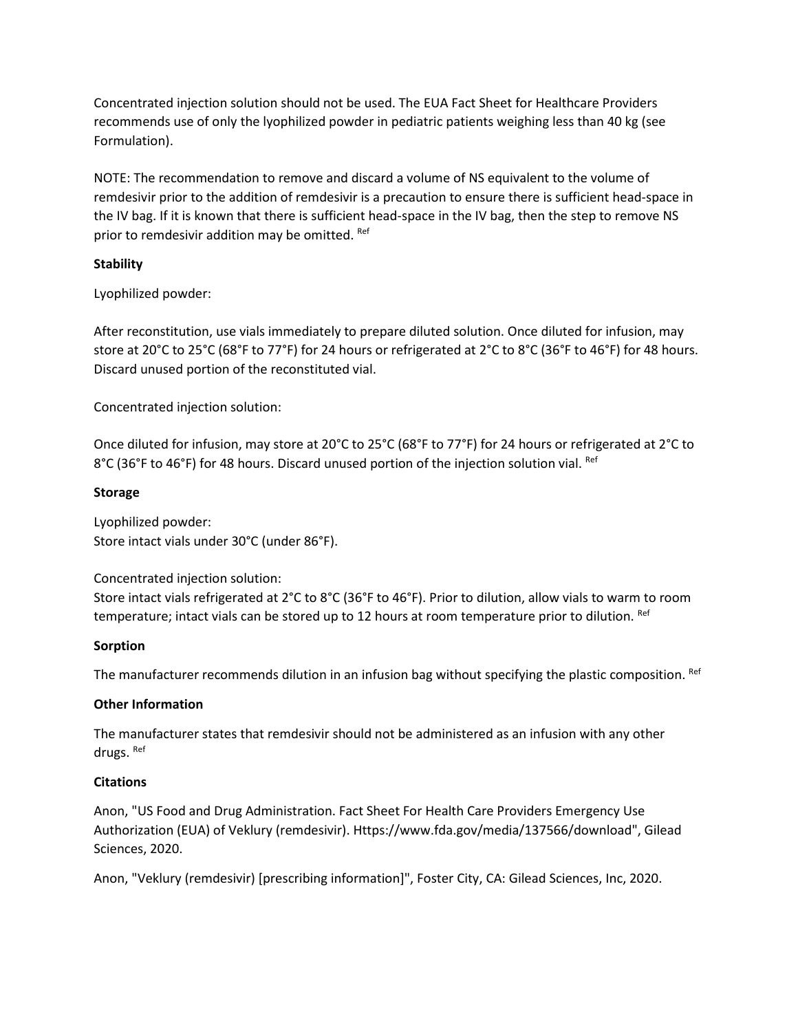Concentrated injection solution should not be used. The EUA Fact Sheet for Healthcare Providers recommends use of only the lyophilized powder in pediatric patients weighing less than 40 kg (see Formulation).

NOTE: The recommendation to remove and discard a volume of NS equivalent to the volume of remdesivir prior to the addition of remdesivir is a precaution to ensure there is sufficient head-space in the IV bag. If it is known that there is sufficient head-space in the IV bag, then the step to remove NS prior to remdesivir addition may be omitted. [Ref]

**Stability**

Lyophilized powder:

After reconstitution, use vials immediately to prepare diluted solution. Once diluted for infusion, may store at 20°C to 25°C (68°F to 77°F) for 24 hours or refrigerated at 2°C to 8°C (36°F to 46°F) for 48 hours. Discard unused portion of the reconstituted vial.

Concentrated injection solution:

Once diluted for infusion, may store at 20°C to 25°C (68°F to 77°F) for 24 hours or refrigerated at 2°C to 8°C (36°F to 46°F) for 48 hours. Discard unused portion of the injection solution vial. [Ref]

**Storage**

Lyophilized powder:
Store intact vials under 30°C (under 86°F).

Concentrated injection solution:
Store intact vials refrigerated at 2°C to 8°C (36°F to 46°F). Prior to dilution, allow vials to warm to room temperature; intact vials can be stored up to 12 hours at room temperature prior to dilution. [Ref]

**Sorption**

The manufacturer recommends dilution in an infusion bag without specifying the plastic composition. [Ref]

**Other Information**

The manufacturer states that remdesivir should not be administered as an infusion with any other drugs. [Ref]

**Citations**

Anon, "US Food and Drug Administration. Fact Sheet For Health Care Providers Emergency Use Authorization (EUA) of Veklury (remdesivir). Https://www.fda.gov/media/137566/download", Gilead Sciences, 2020.

Anon, "Veklury (remdesivir) [prescribing information]", Foster City, CA: Gilead Sciences, Inc, 2020.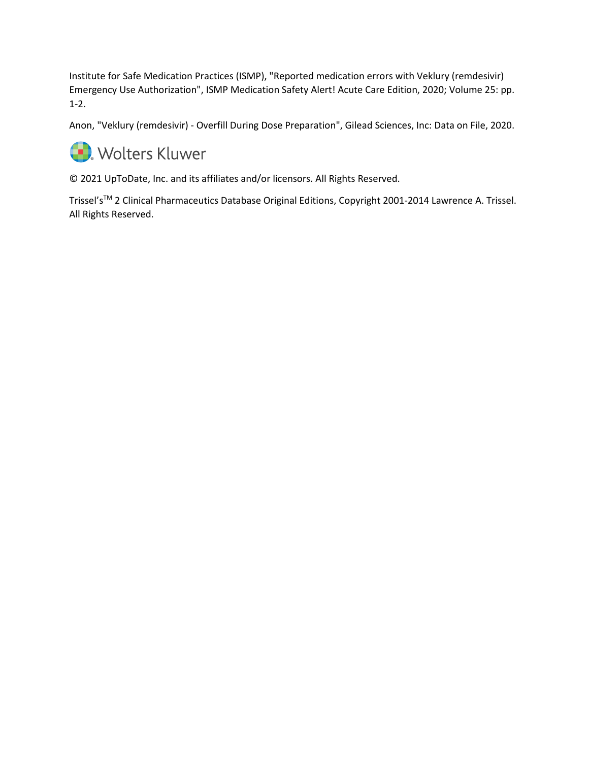Institute for Safe Medication Practices (ISMP), "Reported medication errors with Veklury (remdesivir) Emergency Use Authorization", ISMP Medication Safety Alert! Acute Care Edition, 2020; Volume 25: pp. 1-2.

Anon, "Veklury (remdesivir) - Overfill During Dose Preparation", Gilead Sciences, Inc: Data on File, 2020.

Wolters Kluwer

© 2021 UpToDate, Inc. and its affiliates and/or licensors. All Rights Reserved.

Trissel's™ 2 Clinical Pharmaceutics Database Original Editions, Copyright 2001-2014 Lawrence A. Trissel. All Rights Reserved.